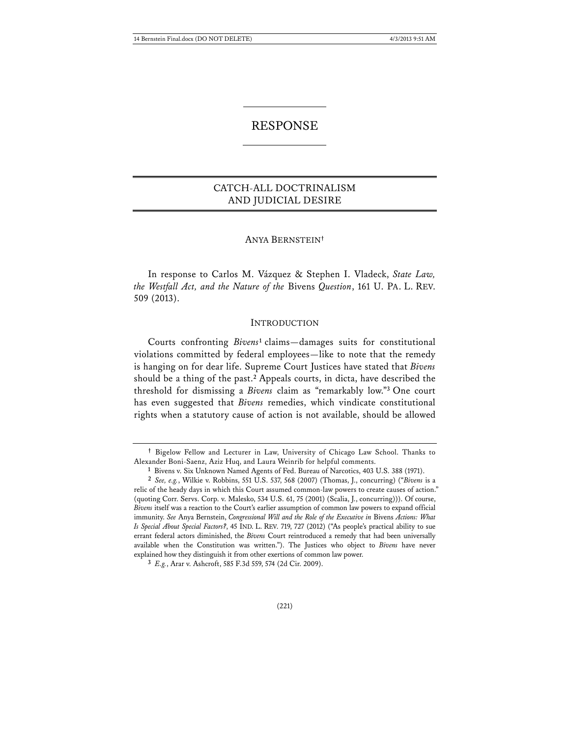# RESPONSE

## CATCH-ALL DOCTRINALISM AND JUDICIAL DESIRE

ANYA BERNSTEIN[†]

In response to Carlos M. Vázquez & Stephen I. Vladeck, *State Law, the Westfall Act, and the Nature of the* Bivens *Question*, 161 U. PA. L. REV. 509 (2013).

### INTRODUCTION

Courts confronting *Bivens*[1] claims—damages suits for constitutional violations committed by federal employees—like to note that the remedy is hanging on for dear life. Supreme Court Justices have stated that *Bivens* should be a thing of the past.[2] Appeals courts, in dicta, have described the threshold for dismissing a *Bivens* claim as "remarkably low."[3] One court has even suggested that *Bivens* remedies, which vindicate constitutional rights when a statutory cause of action is not available, should be allowed

---

[†] Bigelow Fellow and Lecturer in Law, University of Chicago Law School. Thanks to Alexander Boni-Saenz, Aziz Huq, and Laura Weinrib for helpful comments.

[1] Bivens v. Six Unknown Named Agents of Fed. Bureau of Narcotics, 403 U.S. 388 (1971).

[2] *See, e.g.*, Wilkie v. Robbins, 551 U.S. 537, 568 (2007) (Thomas, J., concurring) ("*Bivens* is a relic of the heady days in which this Court assumed common-law powers to create causes of action." (quoting Corr. Servs. Corp. v. Malesko, 534 U.S. 61, 75 (2001) (Scalia, J., concurring))). Of course, *Bivens* itself was a reaction to the Court's earlier assumption of common law powers to expand official immunity. *See* Anya Bernstein, *Congressional Will and the Role of the Executive in* Bivens *Actions: What Is Special About Special Factors?*, 45 IND. L. REV. 719, 727 (2012) ("As people's practical ability to sue errant federal actors diminished, the *Bivens* Court reintroduced a remedy that had been universally available when the Constitution was written."). The Justices who object to *Bivens* have never explained how they distinguish it from other exertions of common law power.

[3] *E.g.*, Arar v. Ashcroft, 585 F.3d 559, 574 (2d Cir. 2009).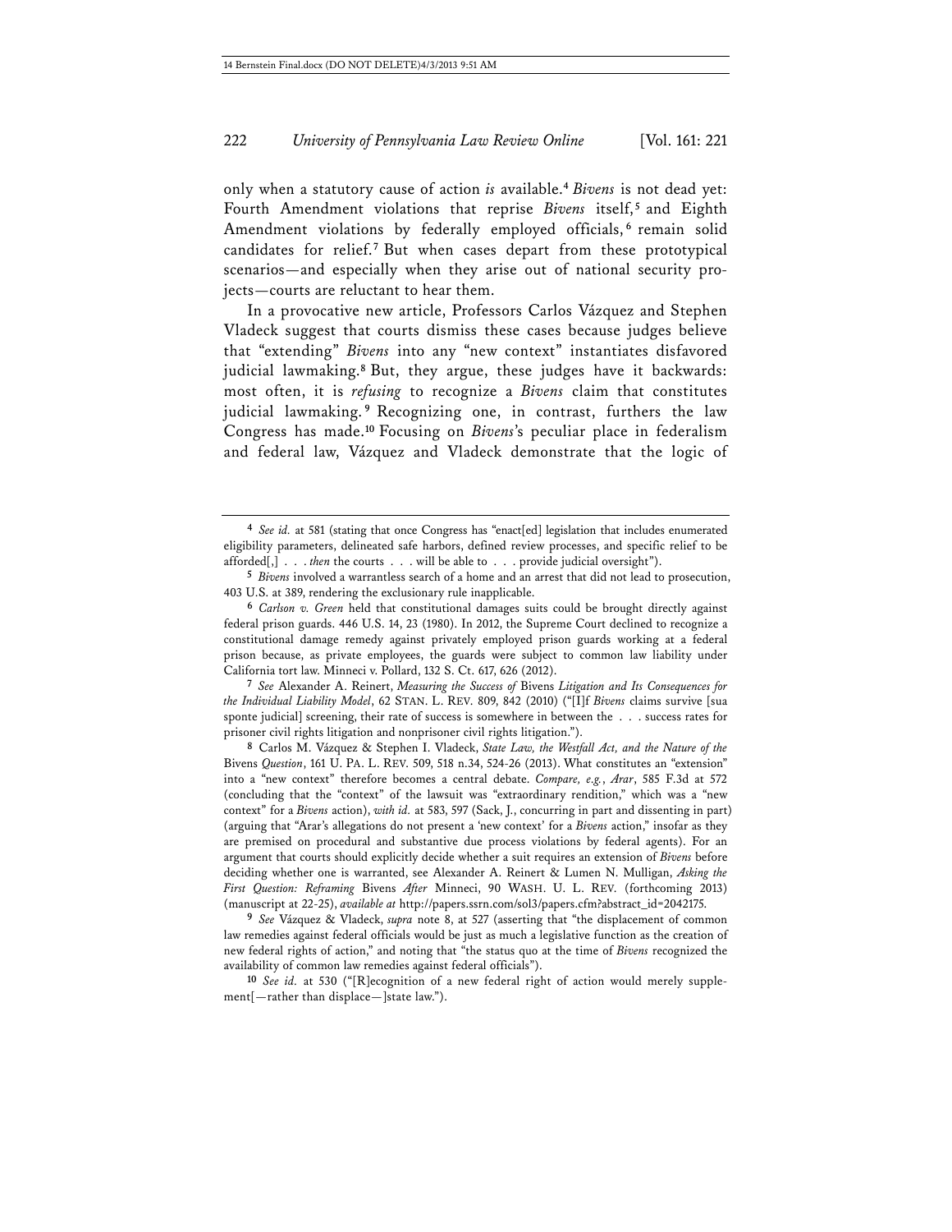only when a statutory cause of action *is* available.[4] *Bivens* is not dead yet: Fourth Amendment violations that reprise *Bivens* itself,[5] and Eighth Amendment violations by federally employed officials,[6] remain solid candidates for relief.[7] But when cases depart from these prototypical scenarios—and especially when they arise out of national security projects—courts are reluctant to hear them.

In a provocative new article, Professors Carlos Vázquez and Stephen Vladeck suggest that courts dismiss these cases because judges believe that "extending" *Bivens* into any "new context" instantiates disfavored judicial lawmaking.[8] But, they argue, these judges have it backwards: most often, it is *refusing* to recognize a *Bivens* claim that constitutes judicial lawmaking.[9] Recognizing one, in contrast, furthers the law Congress has made.[10] Focusing on *Bivens*'s peculiar place in federalism and federal law, Vázquez and Vladeck demonstrate that the logic of

---

[4] *See id.* at 581 (stating that once Congress has "enact[ed] legislation that includes enumerated eligibility parameters, delineated safe harbors, defined review processes, and specific relief to be afforded[,] . . . *then* the courts . . . will be able to . . . provide judicial oversight").

[5] *Bivens* involved a warrantless search of a home and an arrest that did not lead to prosecution, 403 U.S. at 389, rendering the exclusionary rule inapplicable.

[6] *Carlson v. Green* held that constitutional damages suits could be brought directly against federal prison guards. 446 U.S. 14, 23 (1980). In 2012, the Supreme Court declined to recognize a constitutional damage remedy against privately employed prison guards working at a federal prison because, as private employees, the guards were subject to common law liability under California tort law. Minneci v. Pollard, 132 S. Ct. 617, 626 (2012).

[7] *See* Alexander A. Reinert, *Measuring the Success of* Bivens *Litigation and Its Consequences for the Individual Liability Model*, 62 STAN. L. REV. 809, 842 (2010) ("[I]f *Bivens* claims survive [sua sponte judicial] screening, their rate of success is somewhere in between the . . . success rates for prisoner civil rights litigation and nonprisoner civil rights litigation.").

[8] Carlos M. Vázquez & Stephen I. Vladeck, *State Law, the Westfall Act, and the Nature of the* Bivens *Question*, 161 U. PA. L. REV. 509, 518 n.34, 524-26 (2013). What constitutes an "extension" into a "new context" therefore becomes a central debate. *Compare, e.g.*, *Arar*, 585 F.3d at 572 (concluding that the "context" of the lawsuit was "extraordinary rendition," which was a "new context" for a *Bivens* action), *with id.* at 583, 597 (Sack, J., concurring in part and dissenting in part) (arguing that "Arar's allegations do not present a 'new context' for a *Bivens* action," insofar as they are premised on procedural and substantive due process violations by federal agents). For an argument that courts should explicitly decide whether a suit requires an extension of *Bivens* before deciding whether one is warranted, see Alexander A. Reinert & Lumen N. Mulligan, *Asking the First Question: Reframing* Bivens *After* Minneci, 90 WASH. U. L. REV. (forthcoming 2013) (manuscript at 22-25), *available at* http://papers.ssrn.com/sol3/papers.cfm?abstract_id=2042175.

[9] *See* Vázquez & Vladeck, *supra* note 8, at 527 (asserting that "the displacement of common law remedies against federal officials would be just as much a legislative function as the creation of new federal rights of action," and noting that "the status quo at the time of *Bivens* recognized the availability of common law remedies against federal officials").

[10] *See id.* at 530 ("[R]ecognition of a new federal right of action would merely supplement[—rather than displace—]state law.").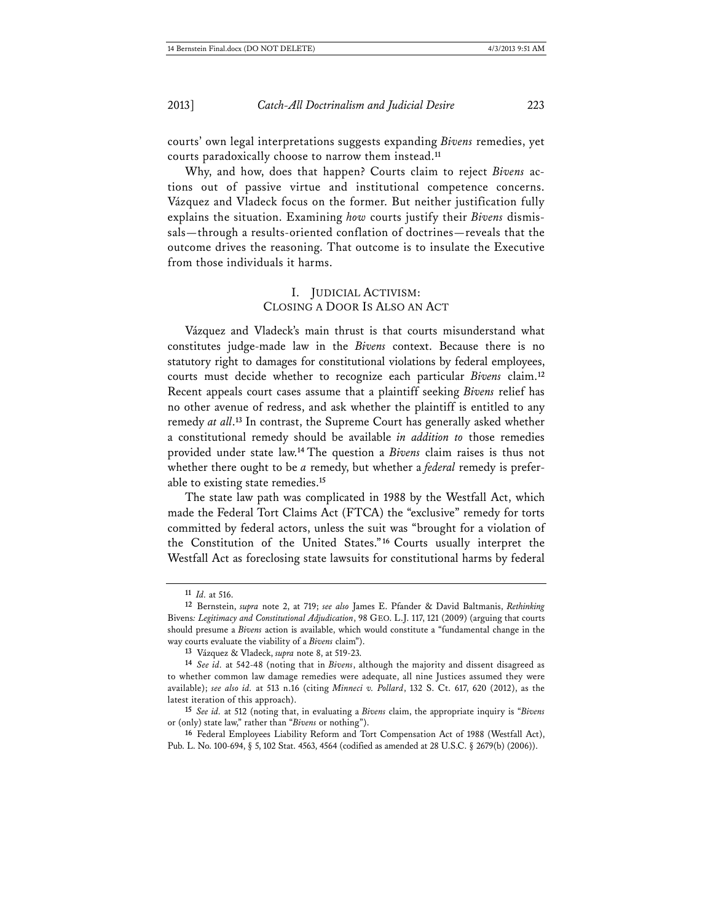courts' own legal interpretations suggests expanding *Bivens* remedies, yet courts paradoxically choose to narrow them instead.[11]

Why, and how, does that happen? Courts claim to reject *Bivens* actions out of passive virtue and institutional competence concerns. Vázquez and Vladeck focus on the former. But neither justification fully explains the situation. Examining *how* courts justify their *Bivens* dismissals—through a results-oriented conflation of doctrines—reveals that the outcome drives the reasoning. That outcome is to insulate the Executive from those individuals it harms.

## I. Judicial Activism: Closing a Door Is Also an Act

Vázquez and Vladeck's main thrust is that courts misunderstand what constitutes judge-made law in the *Bivens* context. Because there is no statutory right to damages for constitutional violations by federal employees, courts must decide whether to recognize each particular *Bivens* claim.[12] Recent appeals court cases assume that a plaintiff seeking *Bivens* relief has no other avenue of redress, and ask whether the plaintiff is entitled to any remedy *at all*.[13] In contrast, the Supreme Court has generally asked whether a constitutional remedy should be available *in addition to* those remedies provided under state law.[14] The question a *Bivens* claim raises is thus not whether there ought to be *a* remedy, but whether a *federal* remedy is preferable to existing state remedies.[15]

The state law path was complicated in 1988 by the Westfall Act, which made the Federal Tort Claims Act (FTCA) the "exclusive" remedy for torts committed by federal actors, unless the suit was "brought for a violation of the Constitution of the United States."[16] Courts usually interpret the Westfall Act as foreclosing state lawsuits for constitutional harms by federal

---

[11] *Id.* at 516.

[12] Bernstein, *supra* note 2, at 719; *see also* James E. Pfander & David Baltmanis, *Rethinking* Bivens*: Legitimacy and Constitutional Adjudication*, 98 GEO. L.J. 117, 121 (2009) (arguing that courts should presume a *Bivens* action is available, which would constitute a "fundamental change in the way courts evaluate the viability of a *Bivens* claim").

[13] Vázquez & Vladeck, *supra* note 8, at 519-23.

[14] *See id.* at 542-48 (noting that in *Bivens*, although the majority and dissent disagreed as to whether common law damage remedies were adequate, all nine Justices assumed they were available); *see also id.* at 513 n.16 (citing *Minneci v. Pollard*, 132 S. Ct. 617, 620 (2012), as the latest iteration of this approach).

[15] *See id.* at 512 (noting that, in evaluating a *Bivens* claim, the appropriate inquiry is "*Bivens* or (only) state law," rather than "*Bivens* or nothing").

[16] Federal Employees Liability Reform and Tort Compensation Act of 1988 (Westfall Act), Pub. L. No. 100-694, § 5, 102 Stat. 4563, 4564 (codified as amended at 28 U.S.C. § 2679(b) (2006)).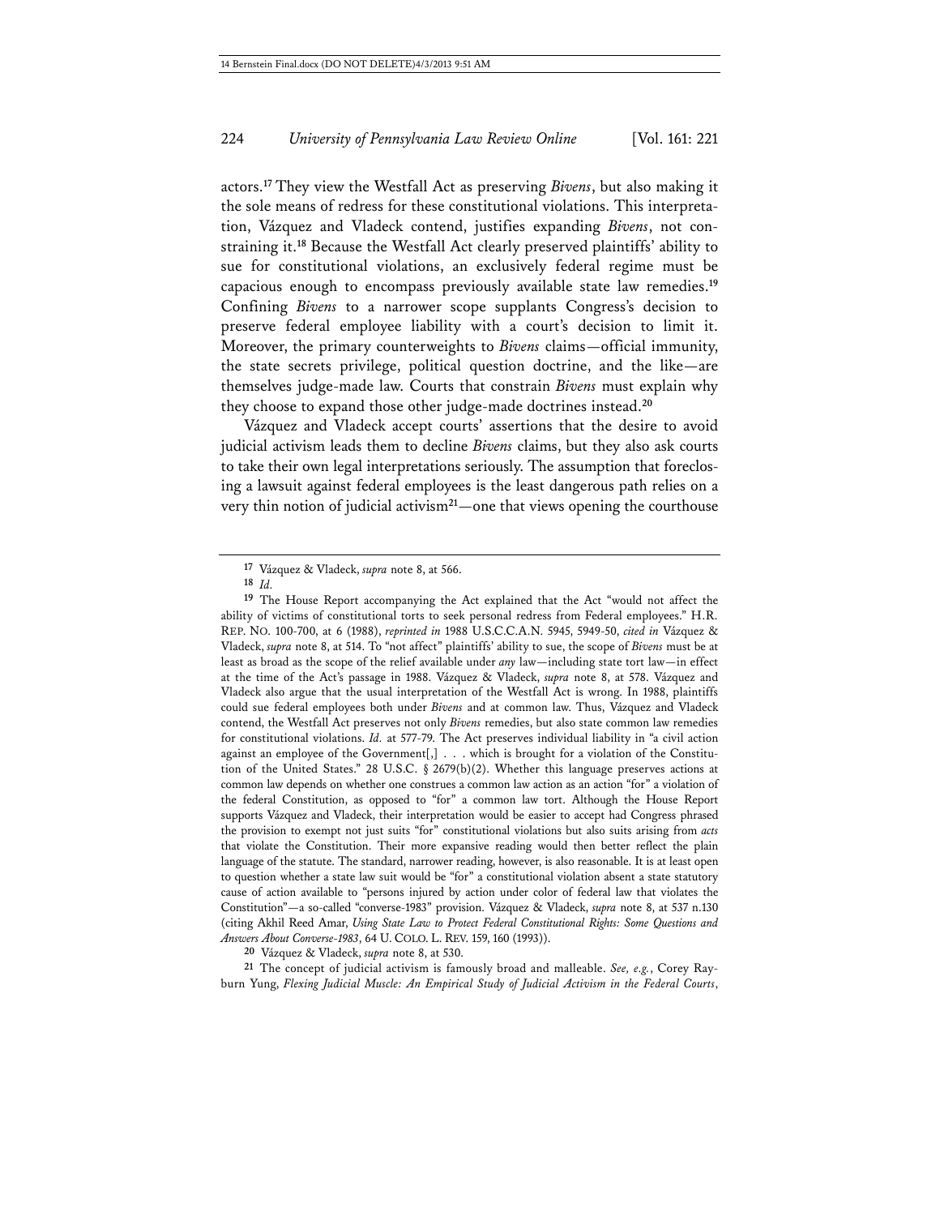actors.[17] They view the Westfall Act as preserving *Bivens*, but also making it the sole means of redress for these constitutional violations. This interpretation, Vázquez and Vladeck contend, justifies expanding *Bivens*, not constraining it.[18] Because the Westfall Act clearly preserved plaintiffs' ability to sue for constitutional violations, an exclusively federal regime must be capacious enough to encompass previously available state law remedies.[19] Confining *Bivens* to a narrower scope supplants Congress's decision to preserve federal employee liability with a court's decision to limit it. Moreover, the primary counterweights to *Bivens* claims—official immunity, the state secrets privilege, political question doctrine, and the like—are themselves judge-made law. Courts that constrain *Bivens* must explain why they choose to expand those other judge-made doctrines instead.[20]

Vázquez and Vladeck accept courts' assertions that the desire to avoid judicial activism leads them to decline *Bivens* claims, but they also ask courts to take their own legal interpretations seriously. The assumption that foreclosing a lawsuit against federal employees is the least dangerous path relies on a very thin notion of judicial activism[21]—one that views opening the courthouse

---

[17] Vázquez & Vladeck, *supra* note 8, at 566.

[18] *Id.*

[19] The House Report accompanying the Act explained that the Act "would not affect the ability of victims of constitutional torts to seek personal redress from Federal employees." H.R. REP. NO. 100-700, at 6 (1988), *reprinted in* 1988 U.S.C.C.A.N. 5945, 5949-50, *cited in* Vázquez & Vladeck, *supra* note 8, at 514. To "not affect" plaintiffs' ability to sue, the scope of *Bivens* must be at least as broad as the scope of the relief available under *any* law—including state tort law—in effect at the time of the Act's passage in 1988. Vázquez & Vladeck, *supra* note 8, at 578. Vázquez and Vladeck also argue that the usual interpretation of the Westfall Act is wrong. In 1988, plaintiffs could sue federal employees both under *Bivens* and at common law. Thus, Vázquez and Vladeck contend, the Westfall Act preserves not only *Bivens* remedies, but also state common law remedies for constitutional violations. *Id.* at 577-79. The Act preserves individual liability in "a civil action against an employee of the Government[,] . . . which is brought for a violation of the Constitution of the United States." 28 U.S.C. § 2679(b)(2). Whether this language preserves actions at common law depends on whether one construes a common law action as an action "for" a violation of the federal Constitution, as opposed to "for" a common law tort. Although the House Report supports Vázquez and Vladeck, their interpretation would be easier to accept had Congress phrased the provision to exempt not just suits "for" constitutional violations but also suits arising from *acts* that violate the Constitution. Their more expansive reading would then better reflect the plain language of the statute. The standard, narrower reading, however, is also reasonable. It is at least open to question whether a state law suit would be "for" a constitutional violation absent a state statutory cause of action available to "persons injured by action under color of federal law that violates the Constitution"—a so-called "converse-1983" provision. Vázquez & Vladeck, *supra* note 8, at 537 n.130 (citing Akhil Reed Amar, *Using State Law to Protect Federal Constitutional Rights: Some Questions and Answers About Converse-1983*, 64 U. COLO. L. REV. 159, 160 (1993)).

[20] Vázquez & Vladeck, *supra* note 8, at 530.

[21] The concept of judicial activism is famously broad and malleable. *See, e.g.*, Corey Rayburn Yung, *Flexing Judicial Muscle: An Empirical Study of Judicial Activism in the Federal Courts*,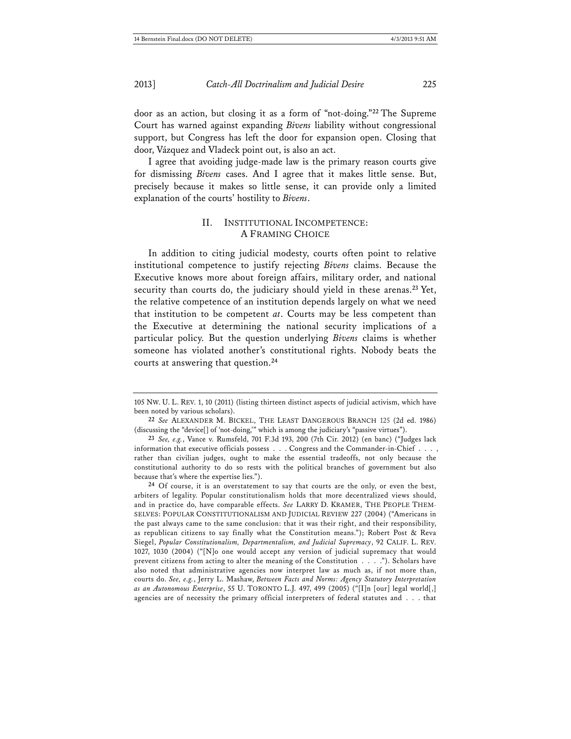door as an action, but closing it as a form of "not-doing."[22] The Supreme Court has warned against expanding *Bivens* liability without congressional support, but Congress has left the door for expansion open. Closing that door, Vázquez and Vladeck point out, is also an act.

I agree that avoiding judge-made law is the primary reason courts give for dismissing *Bivens* cases. And I agree that it makes little sense. But, precisely because it makes so little sense, it can provide only a limited explanation of the courts' hostility to *Bivens*.

## II. INSTITUTIONAL INCOMPETENCE: A FRAMING CHOICE

In addition to citing judicial modesty, courts often point to relative institutional competence to justify rejecting *Bivens* claims. Because the Executive knows more about foreign affairs, military order, and national security than courts do, the judiciary should yield in these arenas.[23] Yet, the relative competence of an institution depends largely on what we need that institution to be competent *at*. Courts may be less competent than the Executive at determining the national security implications of a particular policy. But the question underlying *Bivens* claims is whether someone has violated another's constitutional rights. Nobody beats the courts at answering that question.[24]

---

105 NW. U. L. REV. 1, 10 (2011) (listing thirteen distinct aspects of judicial activism, which have been noted by various scholars).

[22] *See* ALEXANDER M. BICKEL, THE LEAST DANGEROUS BRANCH 125 (2d ed. 1986) (discussing the "device[] of 'not-doing,'" which is among the judiciary's "passive virtues").

[23] *See, e.g.*, Vance v. Rumsfeld, 701 F.3d 193, 200 (7th Cir. 2012) (en banc) ("Judges lack information that executive officials possess . . . Congress and the Commander-in-Chief . . . , rather than civilian judges, ought to make the essential tradeoffs, not only because the constitutional authority to do so rests with the political branches of government but also because that's where the expertise lies.").

[24] Of course, it is an overstatement to say that courts are the only, or even the best, arbiters of legality. Popular constitutionalism holds that more decentralized views should, and in practice do, have comparable effects. *See* LARRY D. KRAMER, THE PEOPLE THEMSELVES: POPULAR CONSTITUTIONALISM AND JUDICIAL REVIEW 227 (2004) ("Americans in the past always came to the same conclusion: that it was their right, and their responsibility, as republican citizens to say finally what the Constitution means."); Robert Post & Reva Siegel, *Popular Constitutionalism, Departmentalism, and Judicial Supremacy*, 92 CALIF. L. REV. 1027, 1030 (2004) ("[N]o one would accept any version of judicial supremacy that would prevent citizens from acting to alter the meaning of the Constitution . . . ."). Scholars have also noted that administrative agencies now interpret law as much as, if not more than, courts do. *See, e.g.*, Jerry L. Mashaw, *Between Facts and Norms: Agency Statutory Interpretation as an Autonomous Enterprise*, 55 U. TORONTO L.J. 497, 499 (2005) ("[I]n [our] legal world[,] agencies are of necessity the primary official interpreters of federal statutes and . . . that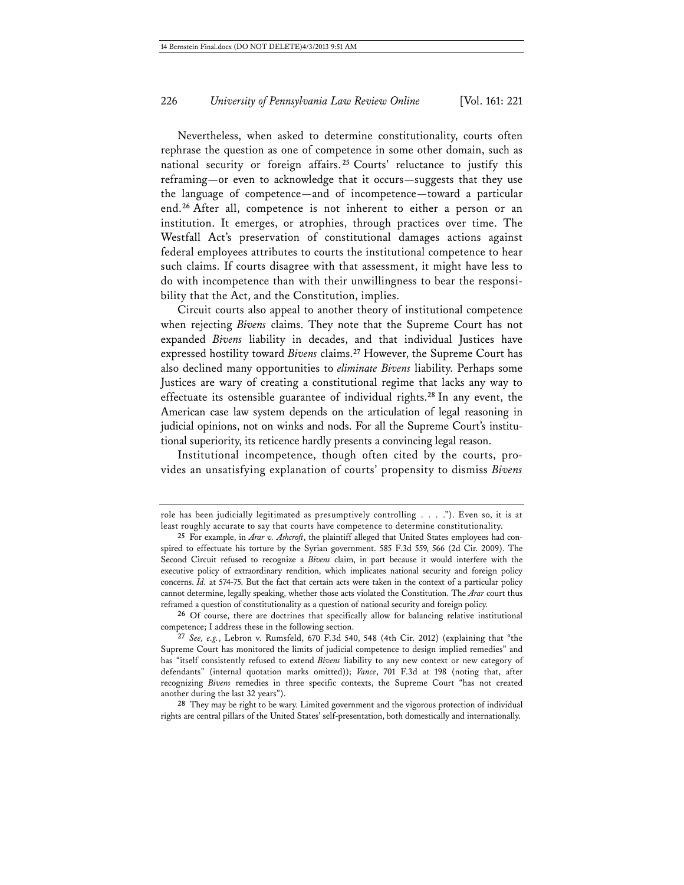Nevertheless, when asked to determine constitutionality, courts often rephrase the question as one of competence in some other domain, such as national security or foreign affairs.[25] Courts' reluctance to justify this reframing—or even to acknowledge that it occurs—suggests that they use the language of competence—and of incompetence—toward a particular end.[26] After all, competence is not inherent to either a person or an institution. It emerges, or atrophies, through practices over time. The Westfall Act's preservation of constitutional damages actions against federal employees attributes to courts the institutional competence to hear such claims. If courts disagree with that assessment, it might have less to do with incompetence than with their unwillingness to bear the responsibility that the Act, and the Constitution, implies.

Circuit courts also appeal to another theory of institutional competence when rejecting *Bivens* claims. They note that the Supreme Court has not expanded *Bivens* liability in decades, and that individual Justices have expressed hostility toward *Bivens* claims.[27] However, the Supreme Court has also declined many opportunities to *eliminate Bivens* liability. Perhaps some Justices are wary of creating a constitutional regime that lacks any way to effectuate its ostensible guarantee of individual rights.[28] In any event, the American case law system depends on the articulation of legal reasoning in judicial opinions, not on winks and nods. For all the Supreme Court's institutional superiority, its reticence hardly presents a convincing legal reason.

Institutional incompetence, though often cited by the courts, provides an unsatisfying explanation of courts' propensity to dismiss *Bivens*

---

role has been judicially legitimated as presumptively controlling . . . ."). Even so, it is at least roughly accurate to say that courts have competence to determine constitutionality.

25 For example, in *Arar v. Ashcroft*, the plaintiff alleged that United States employees had conspired to effectuate his torture by the Syrian government. 585 F.3d 559, 566 (2d Cir. 2009). The Second Circuit refused to recognize a *Bivens* claim, in part because it would interfere with the executive policy of extraordinary rendition, which implicates national security and foreign policy concerns. *Id.* at 574-75. But the fact that certain acts were taken in the context of a particular policy cannot determine, legally speaking, whether those acts violated the Constitution. The *Arar* court thus reframed a question of constitutionality as a question of national security and foreign policy.

26 Of course, there are doctrines that specifically allow for balancing relative institutional competence; I address these in the following section.

27 *See, e.g.*, Lebron v. Rumsfeld, 670 F.3d 540, 548 (4th Cir. 2012) (explaining that "the Supreme Court has monitored the limits of judicial competence to design implied remedies" and has "itself consistently refused to extend *Bivens* liability to any new context or new category of defendants" (internal quotation marks omitted)); *Vance*, 701 F.3d at 198 (noting that, after recognizing *Bivens* remedies in three specific contexts, the Supreme Court "has not created another during the last 32 years").

28 They may be right to be wary. Limited government and the vigorous protection of individual rights are central pillars of the United States' self-presentation, both domestically and internationally.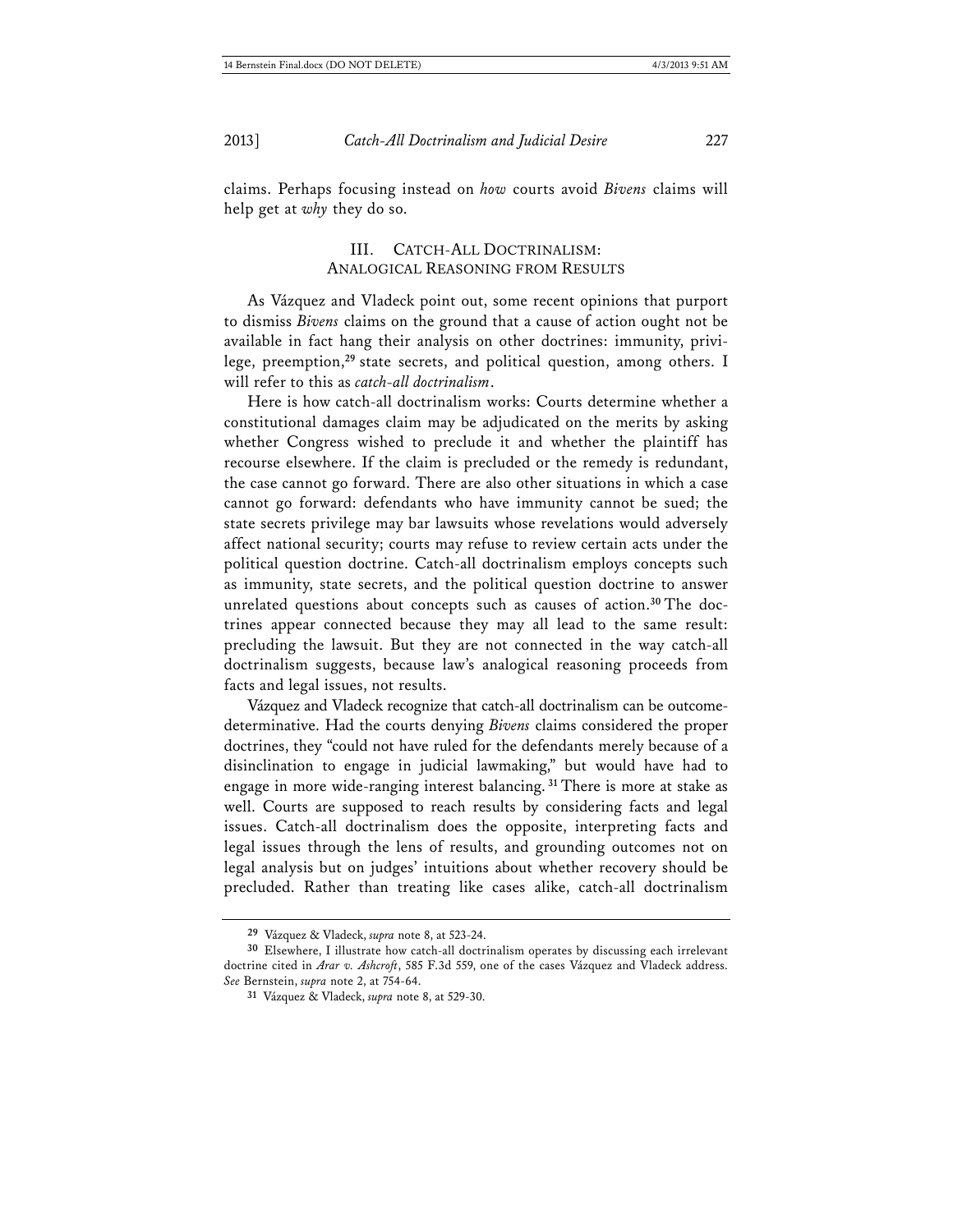claims. Perhaps focusing instead on *how* courts avoid *Bivens* claims will help get at *why* they do so.

## III. Catch-All Doctrinalism: Analogical Reasoning from Results

As Vázquez and Vladeck point out, some recent opinions that purport to dismiss *Bivens* claims on the ground that a cause of action ought not be available in fact hang their analysis on other doctrines: immunity, privilege, preemption,[29] state secrets, and political question, among others. I will refer to this as *catch-all doctrinalism*.

Here is how catch-all doctrinalism works: Courts determine whether a constitutional damages claim may be adjudicated on the merits by asking whether Congress wished to preclude it and whether the plaintiff has recourse elsewhere. If the claim is precluded or the remedy is redundant, the case cannot go forward. There are also other situations in which a case cannot go forward: defendants who have immunity cannot be sued; the state secrets privilege may bar lawsuits whose revelations would adversely affect national security; courts may refuse to review certain acts under the political question doctrine. Catch-all doctrinalism employs concepts such as immunity, state secrets, and the political question doctrine to answer unrelated questions about concepts such as causes of action.[30] The doctrines appear connected because they may all lead to the same result: precluding the lawsuit. But they are not connected in the way catch-all doctrinalism suggests, because law's analogical reasoning proceeds from facts and legal issues, not results.

Vázquez and Vladeck recognize that catch-all doctrinalism can be outcome-determinative. Had the courts denying *Bivens* claims considered the proper doctrines, they "could not have ruled for the defendants merely because of a disinclination to engage in judicial lawmaking," but would have had to engage in more wide-ranging interest balancing.[31] There is more at stake as well. Courts are supposed to reach results by considering facts and legal issues. Catch-all doctrinalism does the opposite, interpreting facts and legal issues through the lens of results, and grounding outcomes not on legal analysis but on judges' intuitions about whether recovery should be precluded. Rather than treating like cases alike, catch-all doctrinalism

---

29 Vázquez & Vladeck, *supra* note 8, at 523-24.

30 Elsewhere, I illustrate how catch-all doctrinalism operates by discussing each irrelevant doctrine cited in *Arar v. Ashcroft*, 585 F.3d 559, one of the cases Vázquez and Vladeck address. *See* Bernstein, *supra* note 2, at 754-64.

31 Vázquez & Vladeck, *supra* note 8, at 529-30.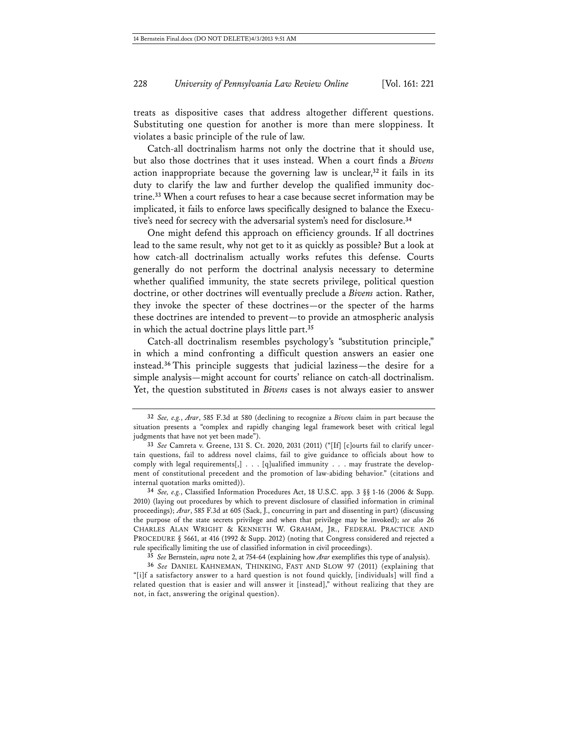treats as dispositive cases that address altogether different questions. Substituting one question for another is more than mere sloppiness. It violates a basic principle of the rule of law.

Catch-all doctrinalism harms not only the doctrine that it should use, but also those doctrines that it uses instead. When a court finds a *Bivens* action inappropriate because the governing law is unclear,[32] it fails in its duty to clarify the law and further develop the qualified immunity doctrine.[33] When a court refuses to hear a case because secret information may be implicated, it fails to enforce laws specifically designed to balance the Executive's need for secrecy with the adversarial system's need for disclosure.[34]

One might defend this approach on efficiency grounds. If all doctrines lead to the same result, why not get to it as quickly as possible? But a look at how catch-all doctrinalism actually works refutes this defense. Courts generally do not perform the doctrinal analysis necessary to determine whether qualified immunity, the state secrets privilege, political question doctrine, or other doctrines will eventually preclude a *Bivens* action. Rather, they invoke the specter of these doctrines—or the specter of the harms these doctrines are intended to prevent—to provide an atmospheric analysis in which the actual doctrine plays little part.[35]

Catch-all doctrinalism resembles psychology's "substitution principle," in which a mind confronting a difficult question answers an easier one instead.[36] This principle suggests that judicial laziness—the desire for a simple analysis—might account for courts' reliance on catch-all doctrinalism. Yet, the question substituted in *Bivens* cases is not always easier to answer

---

[32] *See, e.g.*, *Arar*, 585 F.3d at 580 (declining to recognize a *Bivens* claim in part because the situation presents a "complex and rapidly changing legal framework beset with critical legal judgments that have not yet been made").

[33] *See* Camreta v. Greene, 131 S. Ct. 2020, 2031 (2011) ("[If] [c]ourts fail to clarify uncertain questions, fail to address novel claims, fail to give guidance to officials about how to comply with legal requirements[,] . . . [q]ualified immunity . . . may frustrate the development of constitutional precedent and the promotion of law-abiding behavior." (citations and internal quotation marks omitted)).

[34] *See, e.g.*, Classified Information Procedures Act, 18 U.S.C. app. 3 §§ 1-16 (2006 & Supp. 2010) (laying out procedures by which to prevent disclosure of classified information in criminal proceedings); *Arar*, 585 F.3d at 605 (Sack, J., concurring in part and dissenting in part) (discussing the purpose of the state secrets privilege and when that privilege may be invoked); *see also* 26 CHARLES ALAN WRIGHT & KENNETH W. GRAHAM, JR., FEDERAL PRACTICE AND PROCEDURE § 5661, at 416 (1992 & Supp. 2012) (noting that Congress considered and rejected a rule specifically limiting the use of classified information in civil proceedings).

[35] *See* Bernstein, *supra* note 2, at 754-64 (explaining how *Arar* exemplifies this type of analysis).

[36] *See* DANIEL KAHNEMAN, THINKING, FAST AND SLOW 97 (2011) (explaining that "[i]f a satisfactory answer to a hard question is not found quickly, [individuals] will find a related question that is easier and will answer it [instead]," without realizing that they are not, in fact, answering the original question).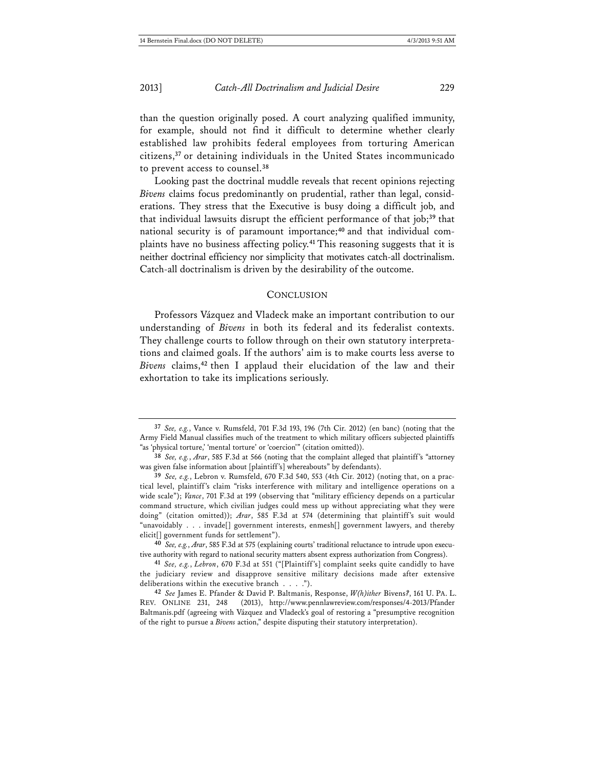than the question originally posed. A court analyzing qualified immunity, for example, should not find it difficult to determine whether clearly established law prohibits federal employees from torturing American citizens,[37] or detaining individuals in the United States incommunicado to prevent access to counsel.[38]

Looking past the doctrinal muddle reveals that recent opinions rejecting *Bivens* claims focus predominantly on prudential, rather than legal, considerations. They stress that the Executive is busy doing a difficult job, and that individual lawsuits disrupt the efficient performance of that job;[39] that national security is of paramount importance;[40] and that individual complaints have no business affecting policy.[41] This reasoning suggests that it is neither doctrinal efficiency nor simplicity that motivates catch-all doctrinalism. Catch-all doctrinalism is driven by the desirability of the outcome.

## CONCLUSION

Professors Vázquez and Vladeck make an important contribution to our understanding of *Bivens* in both its federal and its federalist contexts. They challenge courts to follow through on their own statutory interpretations and claimed goals. If the authors' aim is to make courts less averse to *Bivens* claims,[42] then I applaud their elucidation of the law and their exhortation to take its implications seriously.

---

[37] *See, e.g.*, Vance v. Rumsfeld, 701 F.3d 193, 196 (7th Cir. 2012) (en banc) (noting that the Army Field Manual classifies much of the treatment to which military officers subjected plaintiffs "as 'physical torture,' 'mental torture' or 'coercion'" (citation omitted)).

[38] *See, e.g.*, *Arar*, 585 F.3d at 566 (noting that the complaint alleged that plaintiff's "attorney was given false information about [plaintiff's] whereabouts" by defendants).

[39] *See, e.g.*, Lebron v. Rumsfeld, 670 F.3d 540, 553 (4th Cir. 2012) (noting that, on a practical level, plaintiff's claim "risks interference with military and intelligence operations on a wide scale"); *Vance*, 701 F.3d at 199 (observing that "military efficiency depends on a particular command structure, which civilian judges could mess up without appreciating what they were doing" (citation omitted)); *Arar*, 585 F.3d at 574 (determining that plaintiff's suit would "unavoidably . . . invade[] government interests, enmesh[] government lawyers, and thereby elicit[] government funds for settlement").

[40] *See, e.g.*, *Arar*, 585 F.3d at 575 (explaining courts' traditional reluctance to intrude upon executive authority with regard to national security matters absent express authorization from Congress).

[41] *See, e.g.*, *Lebron*, 670 F.3d at 551 ("[Plaintiff's] complaint seeks quite candidly to have the judiciary review and disapprove sensitive military decisions made after extensive deliberations within the executive branch . . . .").

[42] *See* James E. Pfander & David P. Baltmanis, Response, *W(h)ither* Bivens*?*, 161 U. PA. L. REV. ONLINE 231, 248 (2013), http://www.pennlawreview.com/responses/4-2013/PfanderBaltmanis.pdf (agreeing with Vázquez and Vladeck's goal of restoring a "presumptive recognition of the right to pursue a *Bivens* action," despite disputing their statutory interpretation).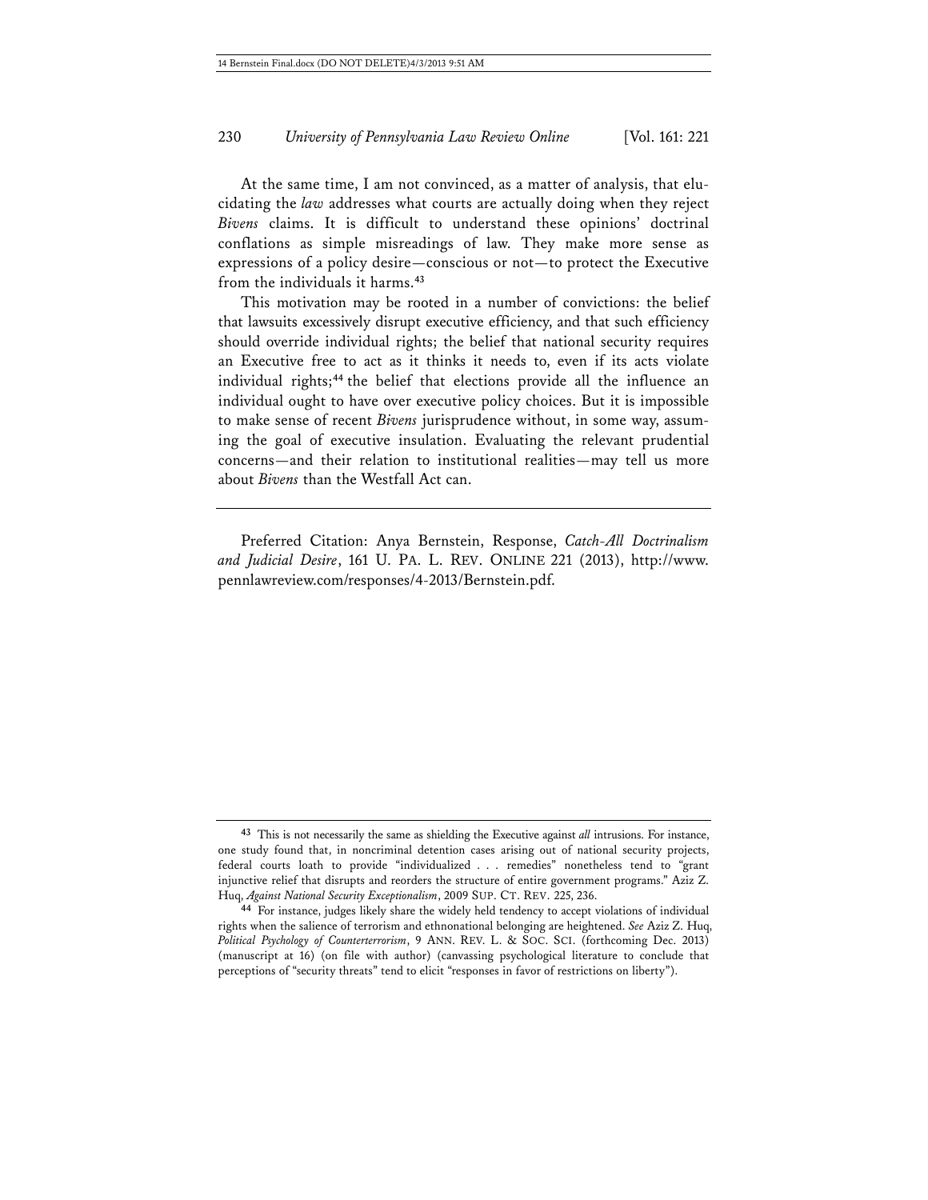At the same time, I am not convinced, as a matter of analysis, that elucidating the *law* addresses what courts are actually doing when they reject *Bivens* claims. It is difficult to understand these opinions' doctrinal conflations as simple misreadings of law. They make more sense as expressions of a policy desire—conscious or not—to protect the Executive from the individuals it harms.[43]

This motivation may be rooted in a number of convictions: the belief that lawsuits excessively disrupt executive efficiency, and that such efficiency should override individual rights; the belief that national security requires an Executive free to act as it thinks it needs to, even if its acts violate individual rights;[44] the belief that elections provide all the influence an individual ought to have over executive policy choices. But it is impossible to make sense of recent *Bivens* jurisprudence without, in some way, assuming the goal of executive insulation. Evaluating the relevant prudential concerns—and their relation to institutional realities—may tell us more about *Bivens* than the Westfall Act can.

---

Preferred Citation: Anya Bernstein, Response, *Catch-All Doctrinalism and Judicial Desire*, 161 U. PA. L. REV. ONLINE 221 (2013), http://www.pennlawreview.com/responses/4-2013/Bernstein.pdf.

---

[43] This is not necessarily the same as shielding the Executive against *all* intrusions. For instance, one study found that, in noncriminal detention cases arising out of national security projects, federal courts loath to provide "individualized . . . remedies" nonetheless tend to "grant injunctive relief that disrupts and reorders the structure of entire government programs." Aziz Z. Huq, *Against National Security Exceptionalism*, 2009 SUP. CT. REV. 225, 236.

[44] For instance, judges likely share the widely held tendency to accept violations of individual rights when the salience of terrorism and ethnonational belonging are heightened. *See* Aziz Z. Huq, *Political Psychology of Counterterrorism*, 9 ANN. REV. L. & SOC. SCI. (forthcoming Dec. 2013) (manuscript at 16) (on file with author) (canvassing psychological literature to conclude that perceptions of "security threats" tend to elicit "responses in favor of restrictions on liberty").